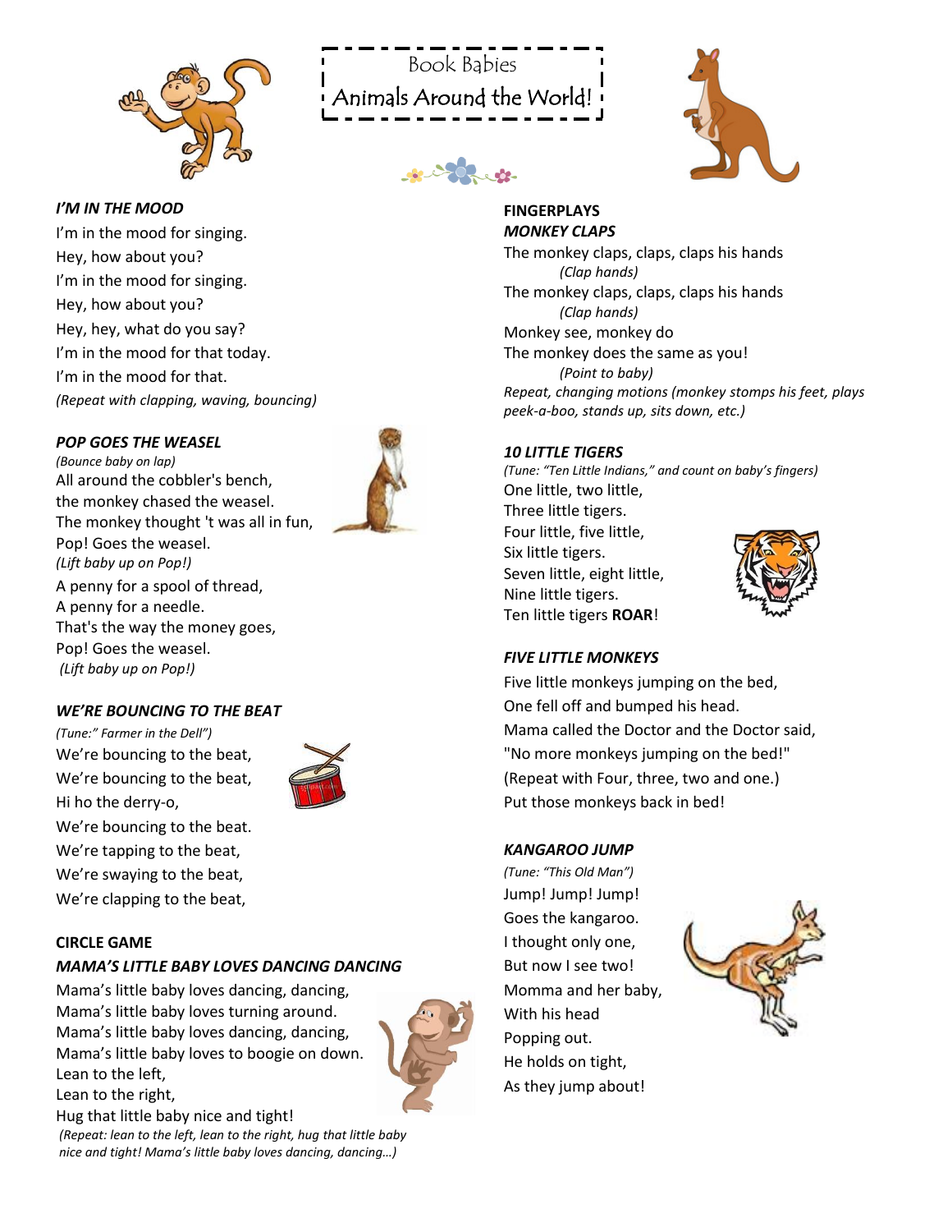# Book Babies

## Animals Around the World!

### *I'M IN THE MOOD*

I'm in the mood for singing.
Hey, how about you?
I'm in the mood for singing.
Hey, how about you?
Hey, hey, what do you say?
I'm in the mood for that today.
I'm in the mood for that.
*(Repeat with clapping, waving, bouncing)*

### *POP GOES THE WEASEL*

*(Bounce baby on lap)*
All around the cobbler's bench,
the monkey chased the weasel.
The monkey thought 't was all in fun,
Pop! Goes the weasel.
*(Lift baby up on Pop!)*
A penny for a spool of thread,
A penny for a needle.
That's the way the money goes,
Pop! Goes the weasel.
*(Lift baby up on Pop!)*

### *WE'RE BOUNCING TO THE BEAT*

*(Tune:" Farmer in the Dell")*
We're bouncing to the beat,
We're bouncing to the beat,
Hi ho the derry-o,
We're bouncing to the beat.
We're tapping to the beat,
We're swaying to the beat,
We're clapping to the beat,

### CIRCLE GAME

### *MAMA'S LITTLE BABY LOVES DANCING DANCING*

Mama's little baby loves dancing, dancing,
Mama's little baby loves turning around.
Mama's little baby loves dancing, dancing,
Mama's little baby loves to boogie on down.
Lean to the left,
Lean to the right,
Hug that little baby nice and tight!
*(Repeat: lean to the left, lean to the right, hug that little baby nice and tight! Mama's little baby loves dancing, dancing…)*

### FINGERPLAYS

### *MONKEY CLAPS*

The monkey claps, claps, claps his hands
*(Clap hands)*
The monkey claps, claps, claps his hands
*(Clap hands)*
Monkey see, monkey do
The monkey does the same as you!
*(Point to baby)*
*Repeat, changing motions (monkey stomps his feet, plays peek-a-boo, stands up, sits down, etc.)*

### *10 LITTLE TIGERS*

*(Tune: "Ten Little Indians," and count on baby's fingers)*
One little, two little,
Three little tigers.
Four little, five little,
Six little tigers.
Seven little, eight little,
Nine little tigers.
Ten little tigers **ROAR**!

### *FIVE LITTLE MONKEYS*

Five little monkeys jumping on the bed,
One fell off and bumped his head.
Mama called the Doctor and the Doctor said,
"No more monkeys jumping on the bed!"
(Repeat with Four, three, two and one.)
Put those monkeys back in bed!

### *KANGAROO JUMP*

*(Tune: "This Old Man")*
Jump! Jump! Jump!
Goes the kangaroo.
I thought only one,
But now I see two!
Momma and her baby,
With his head
Popping out.
He holds on tight,
As they jump about!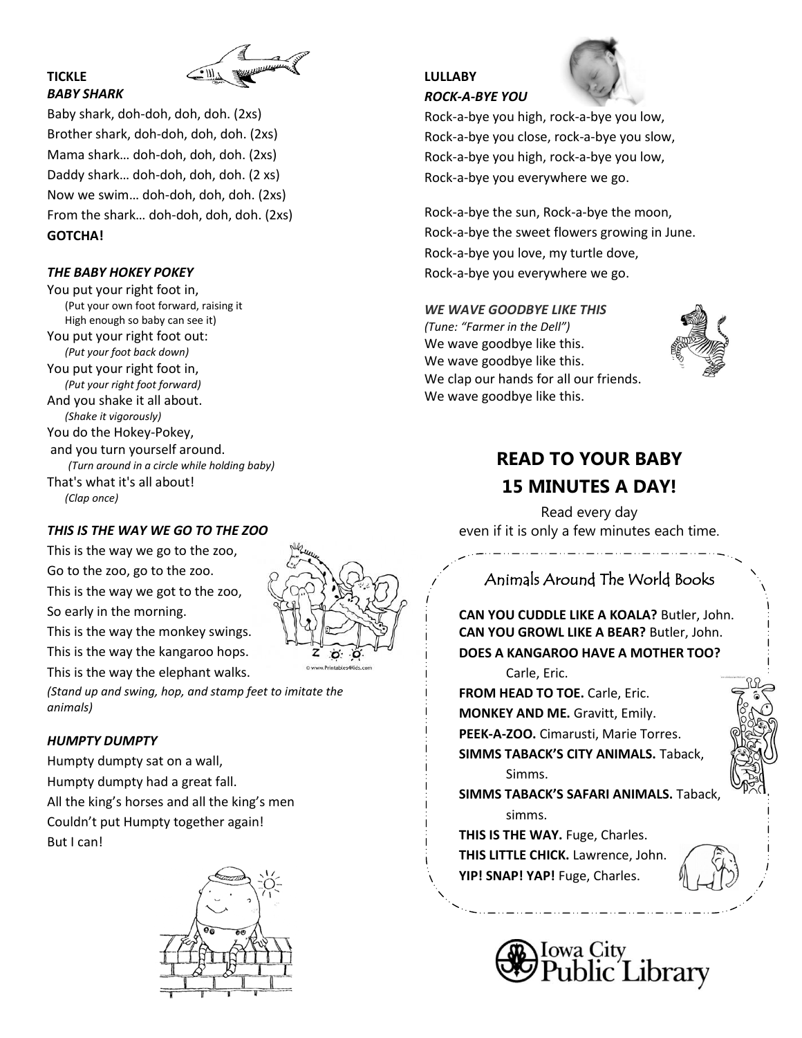**TICKLE**

***BABY SHARK***

Baby shark, doh-doh, doh, doh. (2xs)
Brother shark, doh-doh, doh, doh. (2xs)
Mama shark… doh-doh, doh, doh. (2xs)
Daddy shark… doh-doh, doh, doh. (2 xs)
Now we swim… doh-doh, doh, doh. (2xs)
From the shark… doh-doh, doh, doh. (2xs)
**GOTCHA!**

***THE BABY HOKEY POKEY***

You put your right foot in,
(Put your own foot forward, raising it High enough so baby can see it)
You put your right foot out:
*(Put your foot back down)*
You put your right foot in,
*(Put your right foot forward)*
And you shake it all about.
*(Shake it vigorously)*
You do the Hokey-Pokey,
and you turn yourself around.
*(Turn around in a circle while holding baby)*
That's what it's all about!
*(Clap once)*

***THIS IS THE WAY WE GO TO THE ZOO***

This is the way we go to the zoo,
Go to the zoo, go to the zoo.
This is the way we got to the zoo,
So early in the morning.
This is the way the monkey swings.
This is the way the kangaroo hops.
This is the way the elephant walks.
*(Stand up and swing, hop, and stamp feet to imitate the animals)*

***HUMPTY DUMPTY***

Humpty dumpty sat on a wall,
Humpty dumpty had a great fall.
All the king's horses and all the king's men
Couldn't put Humpty together again!
But I can!

**LULLABY**

***ROCK-A-BYE YOU***

Rock-a-bye you high, rock-a-bye you low,
Rock-a-bye you close, rock-a-bye you slow,
Rock-a-bye you high, rock-a-bye you low,
Rock-a-bye you everywhere we go.

Rock-a-bye the sun, Rock-a-bye the moon,
Rock-a-bye the sweet flowers growing in June.
Rock-a-bye you love, my turtle dove,
Rock-a-bye you everywhere we go.

***WE WAVE GOODBYE LIKE THIS***

*(Tune: "Farmer in the Dell")*
We wave goodbye like this.
We wave goodbye like this.
We clap our hands for all our friends.
We wave goodbye like this.

## READ TO YOUR BABY 15 MINUTES A DAY!

Read every day
even if it is only a few minutes each time.

### Animals Around The World Books

**CAN YOU CUDDLE LIKE A KOALA?** Butler, John.
**CAN YOU GROWL LIKE A BEAR?** Butler, John.
**DOES A KANGAROO HAVE A MOTHER TOO?** Carle, Eric.
**FROM HEAD TO TOE.** Carle, Eric.
**MONKEY AND ME.** Gravitt, Emily.
**PEEK-A-ZOO.** Cimarusti, Marie Torres.
**SIMMS TABACK'S CITY ANIMALS.** Taback, Simms.
**SIMMS TABACK'S SAFARI ANIMALS.** Taback, simms.
**THIS IS THE WAY.** Fuge, Charles.
**THIS LITTLE CHICK.** Lawrence, John.
**YIP! SNAP! YAP!** Fuge, Charles.

Iowa City Public Library